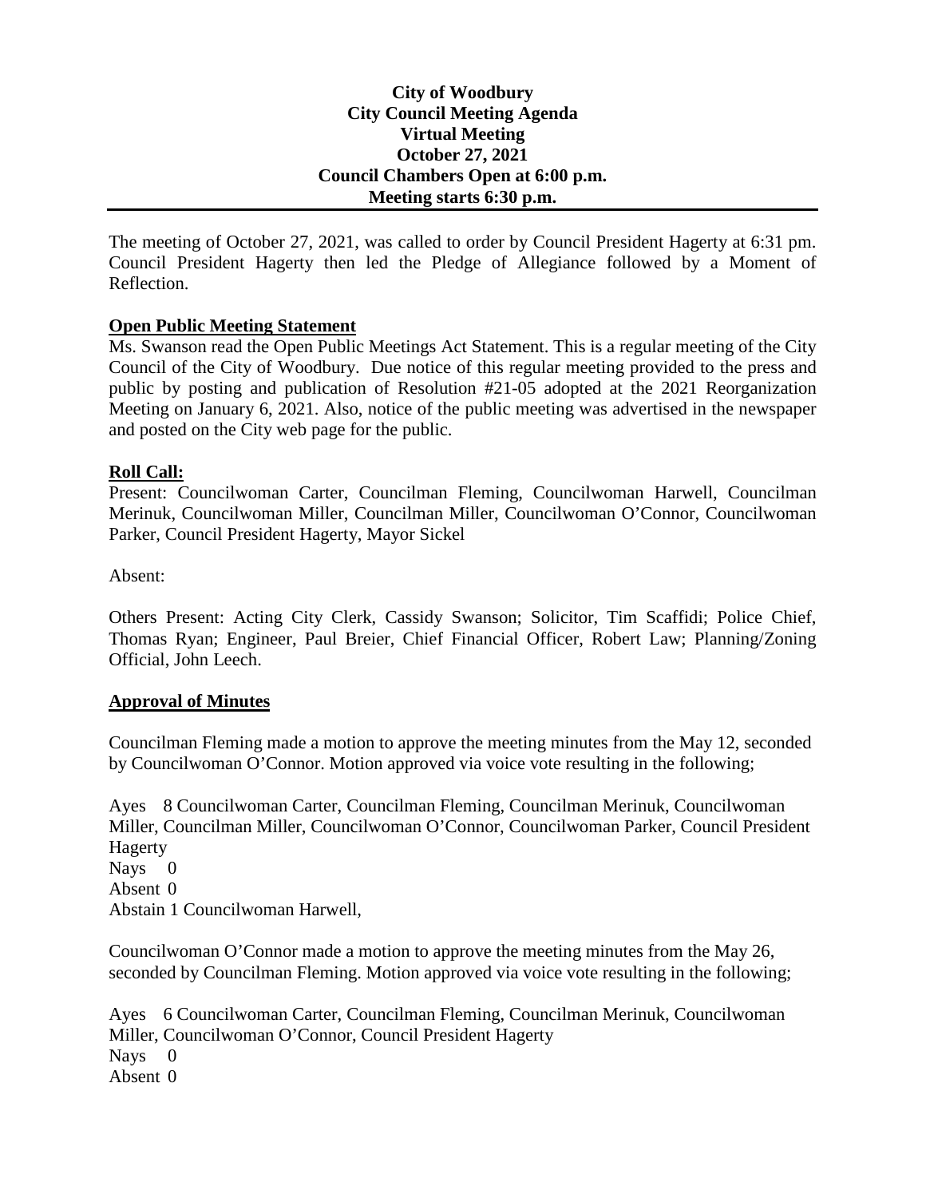**City of Woodbury**
**City Council Meeting Agenda**
**Virtual Meeting**
**October 27, 2021**
**Council Chambers Open at 6:00 p.m.**
**Meeting starts 6:30 p.m.**

---

The meeting of October 27, 2021, was called to order by Council President Hagerty at 6:31 pm. Council President Hagerty then led the Pledge of Allegiance followed by a Moment of Reflection.

**Open Public Meeting Statement**

Ms. Swanson read the Open Public Meetings Act Statement. This is a regular meeting of the City Council of the City of Woodbury. Due notice of this regular meeting provided to the press and public by posting and publication of Resolution #21-05 adopted at the 2021 Reorganization Meeting on January 6, 2021. Also, notice of the public meeting was advertised in the newspaper and posted on the City web page for the public.

**Roll Call:**

Present: Councilwoman Carter, Councilman Fleming, Councilwoman Harwell, Councilman Merinuk, Councilwoman Miller, Councilman Miller, Councilwoman O'Connor, Councilwoman Parker, Council President Hagerty, Mayor Sickel

Absent:

Others Present: Acting City Clerk, Cassidy Swanson; Solicitor, Tim Scaffidi; Police Chief, Thomas Ryan; Engineer, Paul Breier, Chief Financial Officer, Robert Law; Planning/Zoning Official, John Leech.

**Approval of Minutes**

Councilman Fleming made a motion to approve the meeting minutes from the May 12, seconded by Councilwoman O'Connor. Motion approved via voice vote resulting in the following;

Ayes 8 Councilwoman Carter, Councilman Fleming, Councilman Merinuk, Councilwoman Miller, Councilman Miller, Councilwoman O'Connor, Councilwoman Parker, Council President Hagerty
Nays 0
Absent 0
Abstain 1 Councilwoman Harwell,

Councilwoman O'Connor made a motion to approve the meeting minutes from the May 26, seconded by Councilman Fleming. Motion approved via voice vote resulting in the following;

Ayes 6 Councilwoman Carter, Councilman Fleming, Councilman Merinuk, Councilwoman Miller, Councilwoman O'Connor, Council President Hagerty
Nays 0
Absent 0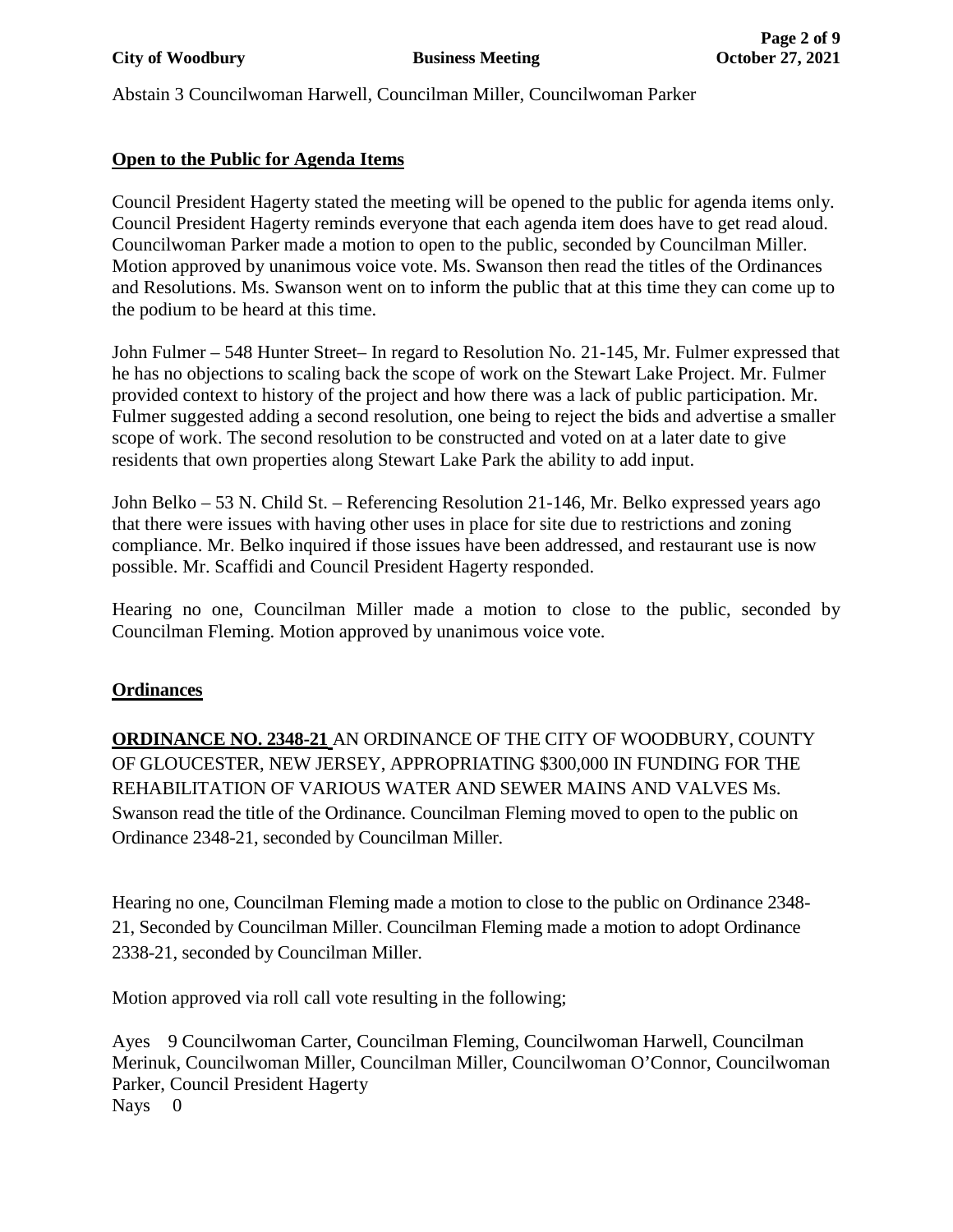Abstain 3 Councilwoman Harwell, Councilman Miller, Councilwoman Parker

**Open to the Public for Agenda Items**

Council President Hagerty stated the meeting will be opened to the public for agenda items only. Council President Hagerty reminds everyone that each agenda item does have to get read aloud. Councilwoman Parker made a motion to open to the public, seconded by Councilman Miller. Motion approved by unanimous voice vote. Ms. Swanson then read the titles of the Ordinances and Resolutions. Ms. Swanson went on to inform the public that at this time they can come up to the podium to be heard at this time.

John Fulmer – 548 Hunter Street– In regard to Resolution No. 21-145, Mr. Fulmer expressed that he has no objections to scaling back the scope of work on the Stewart Lake Project. Mr. Fulmer provided context to history of the project and how there was a lack of public participation. Mr. Fulmer suggested adding a second resolution, one being to reject the bids and advertise a smaller scope of work. The second resolution to be constructed and voted on at a later date to give residents that own properties along Stewart Lake Park the ability to add input.

John Belko – 53 N. Child St. – Referencing Resolution 21-146, Mr. Belko expressed years ago that there were issues with having other uses in place for site due to restrictions and zoning compliance. Mr. Belko inquired if those issues have been addressed, and restaurant use is now possible. Mr. Scaffidi and Council President Hagerty responded.

Hearing no one, Councilman Miller made a motion to close to the public, seconded by Councilman Fleming. Motion approved by unanimous voice vote.

**Ordinances**

**ORDINANCE NO. 2348-21** AN ORDINANCE OF THE CITY OF WOODBURY, COUNTY OF GLOUCESTER, NEW JERSEY, APPROPRIATING $300,000 IN FUNDING FOR THE REHABILITATION OF VARIOUS WATER AND SEWER MAINS AND VALVES Ms. Swanson read the title of the Ordinance. Councilman Fleming moved to open to the public on Ordinance 2348-21, seconded by Councilman Miller.

Hearing no one, Councilman Fleming made a motion to close to the public on Ordinance 2348-21, Seconded by Councilman Miller. Councilman Fleming made a motion to adopt Ordinance 2338-21, seconded by Councilman Miller.

Motion approved via roll call vote resulting in the following;

Ayes 9 Councilwoman Carter, Councilman Fleming, Councilwoman Harwell, Councilman Merinuk, Councilwoman Miller, Councilman Miller, Councilwoman O'Connor, Councilwoman Parker, Council President Hagerty
Nays 0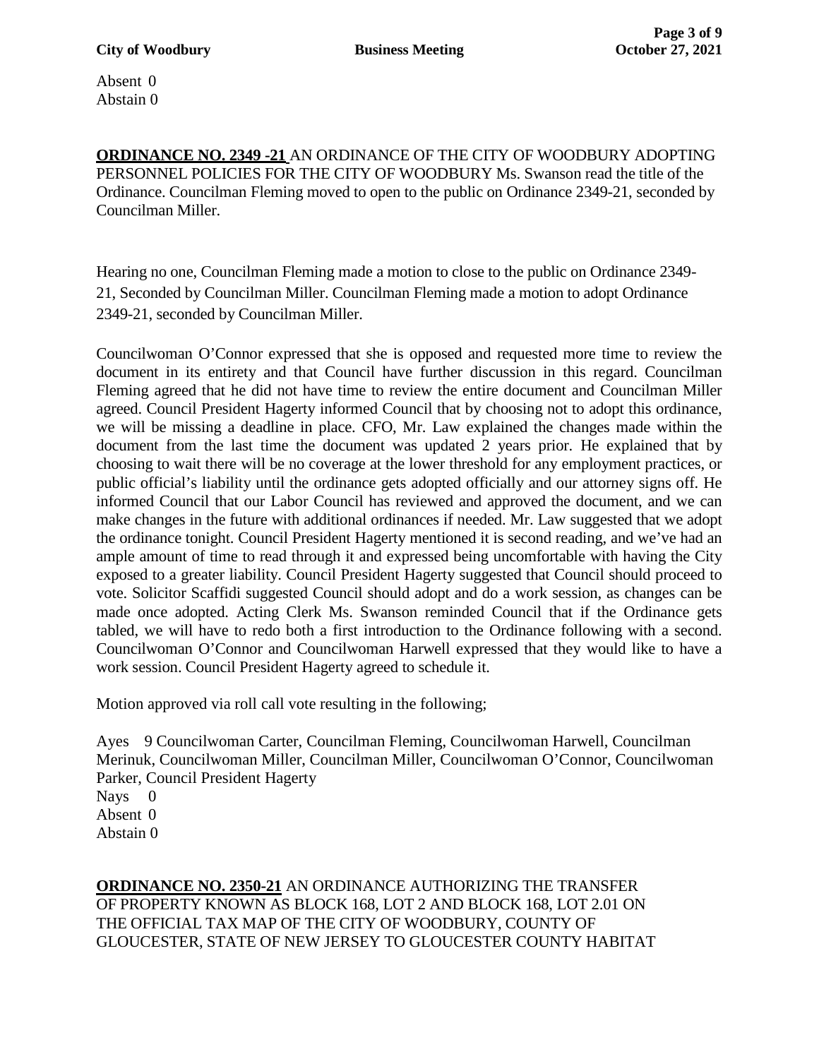Absent 0
Abstain 0

**ORDINANCE NO. 2349 -21** AN ORDINANCE OF THE CITY OF WOODBURY ADOPTING PERSONNEL POLICIES FOR THE CITY OF WOODBURY Ms. Swanson read the title of the Ordinance. Councilman Fleming moved to open to the public on Ordinance 2349-21, seconded by Councilman Miller.

Hearing no one, Councilman Fleming made a motion to close to the public on Ordinance 2349-21, Seconded by Councilman Miller. Councilman Fleming made a motion to adopt Ordinance 2349-21, seconded by Councilman Miller.

Councilwoman O'Connor expressed that she is opposed and requested more time to review the document in its entirety and that Council have further discussion in this regard. Councilman Fleming agreed that he did not have time to review the entire document and Councilman Miller agreed. Council President Hagerty informed Council that by choosing not to adopt this ordinance, we will be missing a deadline in place. CFO, Mr. Law explained the changes made within the document from the last time the document was updated 2 years prior. He explained that by choosing to wait there will be no coverage at the lower threshold for any employment practices, or public official's liability until the ordinance gets adopted officially and our attorney signs off. He informed Council that our Labor Council has reviewed and approved the document, and we can make changes in the future with additional ordinances if needed. Mr. Law suggested that we adopt the ordinance tonight. Council President Hagerty mentioned it is second reading, and we've had an ample amount of time to read through it and expressed being uncomfortable with having the City exposed to a greater liability. Council President Hagerty suggested that Council should proceed to vote. Solicitor Scaffidi suggested Council should adopt and do a work session, as changes can be made once adopted. Acting Clerk Ms. Swanson reminded Council that if the Ordinance gets tabled, we will have to redo both a first introduction to the Ordinance following with a second. Councilwoman O'Connor and Councilwoman Harwell expressed that they would like to have a work session. Council President Hagerty agreed to schedule it.

Motion approved via roll call vote resulting in the following;

Ayes 9 Councilwoman Carter, Councilman Fleming, Councilwoman Harwell, Councilman Merinuk, Councilwoman Miller, Councilman Miller, Councilwoman O'Connor, Councilwoman Parker, Council President Hagerty
Nays 0
Absent 0
Abstain 0

**ORDINANCE NO. 2350-21** AN ORDINANCE AUTHORIZING THE TRANSFER OF PROPERTY KNOWN AS BLOCK 168, LOT 2 AND BLOCK 168, LOT 2.01 ON THE OFFICIAL TAX MAP OF THE CITY OF WOODBURY, COUNTY OF GLOUCESTER, STATE OF NEW JERSEY TO GLOUCESTER COUNTY HABITAT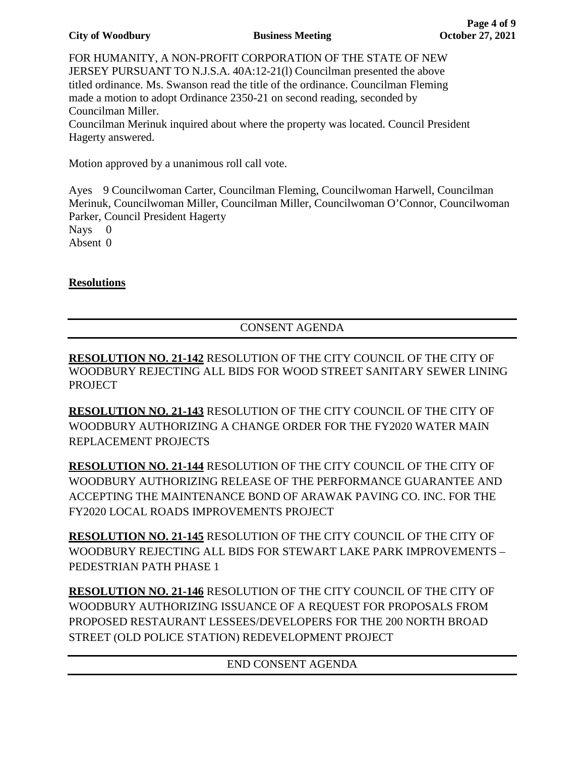FOR HUMANITY, A NON-PROFIT CORPORATION OF THE STATE OF NEW JERSEY PURSUANT TO N.J.S.A. 40A:12-21(l) Councilman presented the above titled ordinance. Ms. Swanson read the title of the ordinance. Councilman Fleming made a motion to adopt Ordinance 2350-21 on second reading, seconded by Councilman Miller.

Councilman Merinuk inquired about where the property was located. Council President Hagerty answered.

Motion approved by a unanimous roll call vote.

Ayes 9 Councilwoman Carter, Councilman Fleming, Councilwoman Harwell, Councilman Merinuk, Councilwoman Miller, Councilman Miller, Councilwoman O'Connor, Councilwoman Parker, Council President Hagerty
Nays 0
Absent 0

## Resolutions

---

CONSENT AGENDA

---

**RESOLUTION NO. 21-142** RESOLUTION OF THE CITY COUNCIL OF THE CITY OF WOODBURY REJECTING ALL BIDS FOR WOOD STREET SANITARY SEWER LINING PROJECT

**RESOLUTION NO. 21-143** RESOLUTION OF THE CITY COUNCIL OF THE CITY OF WOODBURY AUTHORIZING A CHANGE ORDER FOR THE FY2020 WATER MAIN REPLACEMENT PROJECTS

**RESOLUTION NO. 21-144** RESOLUTION OF THE CITY COUNCIL OF THE CITY OF WOODBURY AUTHORIZING RELEASE OF THE PERFORMANCE GUARANTEE AND ACCEPTING THE MAINTENANCE BOND OF ARAWAK PAVING CO. INC. FOR THE FY2020 LOCAL ROADS IMPROVEMENTS PROJECT

**RESOLUTION NO. 21-145** RESOLUTION OF THE CITY COUNCIL OF THE CITY OF WOODBURY REJECTING ALL BIDS FOR STEWART LAKE PARK IMPROVEMENTS – PEDESTRIAN PATH PHASE 1

**RESOLUTION NO. 21-146** RESOLUTION OF THE CITY COUNCIL OF THE CITY OF WOODBURY AUTHORIZING ISSUANCE OF A REQUEST FOR PROPOSALS FROM PROPOSED RESTAURANT LESSEES/DEVELOPERS FOR THE 200 NORTH BROAD STREET (OLD POLICE STATION) REDEVELOPMENT PROJECT

---

END CONSENT AGENDA

---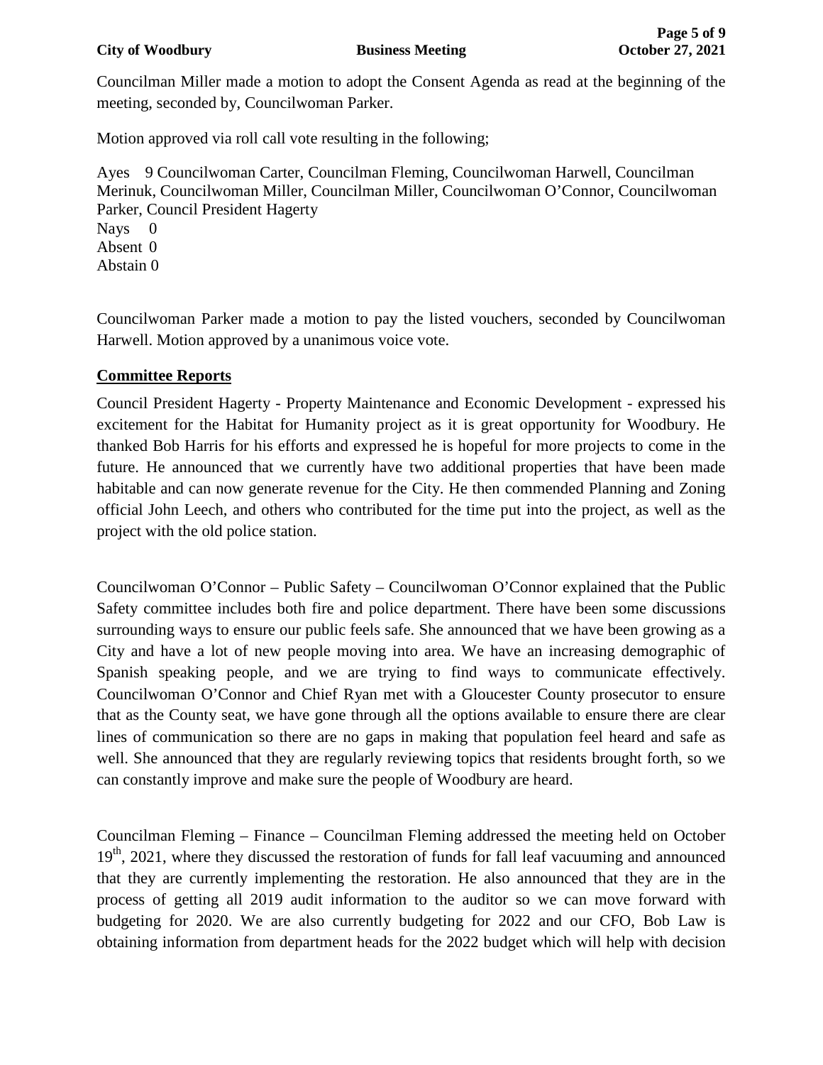Councilman Miller made a motion to adopt the Consent Agenda as read at the beginning of the meeting, seconded by, Councilwoman Parker.

Motion approved via roll call vote resulting in the following;

Ayes 9 Councilwoman Carter, Councilman Fleming, Councilwoman Harwell, Councilman Merinuk, Councilwoman Miller, Councilman Miller, Councilwoman O'Connor, Councilwoman Parker, Council President Hagerty
Nays 0
Absent 0
Abstain 0

Councilwoman Parker made a motion to pay the listed vouchers, seconded by Councilwoman Harwell. Motion approved by a unanimous voice vote.

**Committee Reports**

Council President Hagerty - Property Maintenance and Economic Development - expressed his excitement for the Habitat for Humanity project as it is great opportunity for Woodbury. He thanked Bob Harris for his efforts and expressed he is hopeful for more projects to come in the future. He announced that we currently have two additional properties that have been made habitable and can now generate revenue for the City. He then commended Planning and Zoning official John Leech, and others who contributed for the time put into the project, as well as the project with the old police station.

Councilwoman O'Connor – Public Safety – Councilwoman O'Connor explained that the Public Safety committee includes both fire and police department. There have been some discussions surrounding ways to ensure our public feels safe. She announced that we have been growing as a City and have a lot of new people moving into area. We have an increasing demographic of Spanish speaking people, and we are trying to find ways to communicate effectively. Councilwoman O'Connor and Chief Ryan met with a Gloucester County prosecutor to ensure that as the County seat, we have gone through all the options available to ensure there are clear lines of communication so there are no gaps in making that population feel heard and safe as well. She announced that they are regularly reviewing topics that residents brought forth, so we can constantly improve and make sure the people of Woodbury are heard.

Councilman Fleming – Finance – Councilman Fleming addressed the meeting held on October 19th, 2021, where they discussed the restoration of funds for fall leaf vacuuming and announced that they are currently implementing the restoration. He also announced that they are in the process of getting all 2019 audit information to the auditor so we can move forward with budgeting for 2020. We are also currently budgeting for 2022 and our CFO, Bob Law is obtaining information from department heads for the 2022 budget which will help with decision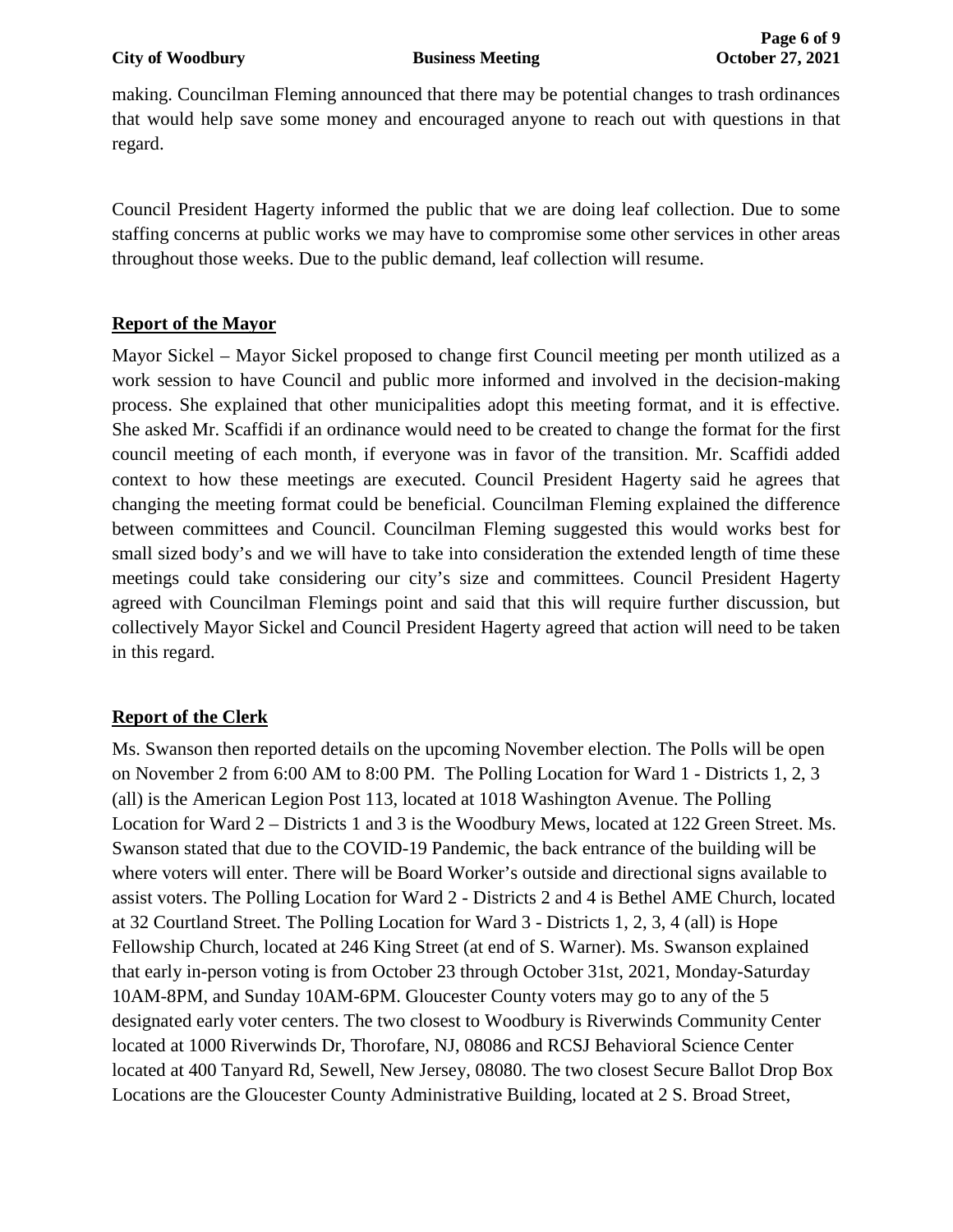making. Councilman Fleming announced that there may be potential changes to trash ordinances that would help save some money and encouraged anyone to reach out with questions in that regard.

Council President Hagerty informed the public that we are doing leaf collection. Due to some staffing concerns at public works we may have to compromise some other services in other areas throughout those weeks. Due to the public demand, leaf collection will resume.

## Report of the Mayor

Mayor Sickel – Mayor Sickel proposed to change first Council meeting per month utilized as a work session to have Council and public more informed and involved in the decision-making process. She explained that other municipalities adopt this meeting format, and it is effective. She asked Mr. Scaffidi if an ordinance would need to be created to change the format for the first council meeting of each month, if everyone was in favor of the transition. Mr. Scaffidi added context to how these meetings are executed. Council President Hagerty said he agrees that changing the meeting format could be beneficial. Councilman Fleming explained the difference between committees and Council. Councilman Fleming suggested this would works best for small sized body's and we will have to take into consideration the extended length of time these meetings could take considering our city's size and committees. Council President Hagerty agreed with Councilman Flemings point and said that this will require further discussion, but collectively Mayor Sickel and Council President Hagerty agreed that action will need to be taken in this regard.

## Report of the Clerk

Ms. Swanson then reported details on the upcoming November election. The Polls will be open on November 2 from 6:00 AM to 8:00 PM. The Polling Location for Ward 1 - Districts 1, 2, 3 (all) is the American Legion Post 113, located at 1018 Washington Avenue. The Polling Location for Ward 2 – Districts 1 and 3 is the Woodbury Mews, located at 122 Green Street. Ms. Swanson stated that due to the COVID-19 Pandemic, the back entrance of the building will be where voters will enter. There will be Board Worker's outside and directional signs available to assist voters. The Polling Location for Ward 2 - Districts 2 and 4 is Bethel AME Church, located at 32 Courtland Street. The Polling Location for Ward 3 - Districts 1, 2, 3, 4 (all) is Hope Fellowship Church, located at 246 King Street (at end of S. Warner). Ms. Swanson explained that early in-person voting is from October 23 through October 31st, 2021, Monday-Saturday 10AM-8PM, and Sunday 10AM-6PM. Gloucester County voters may go to any of the 5 designated early voter centers. The two closest to Woodbury is Riverwinds Community Center located at 1000 Riverwinds Dr, Thorofare, NJ, 08086 and RCSJ Behavioral Science Center located at 400 Tanyard Rd, Sewell, New Jersey, 08080. The two closest Secure Ballot Drop Box Locations are the Gloucester County Administrative Building, located at 2 S. Broad Street,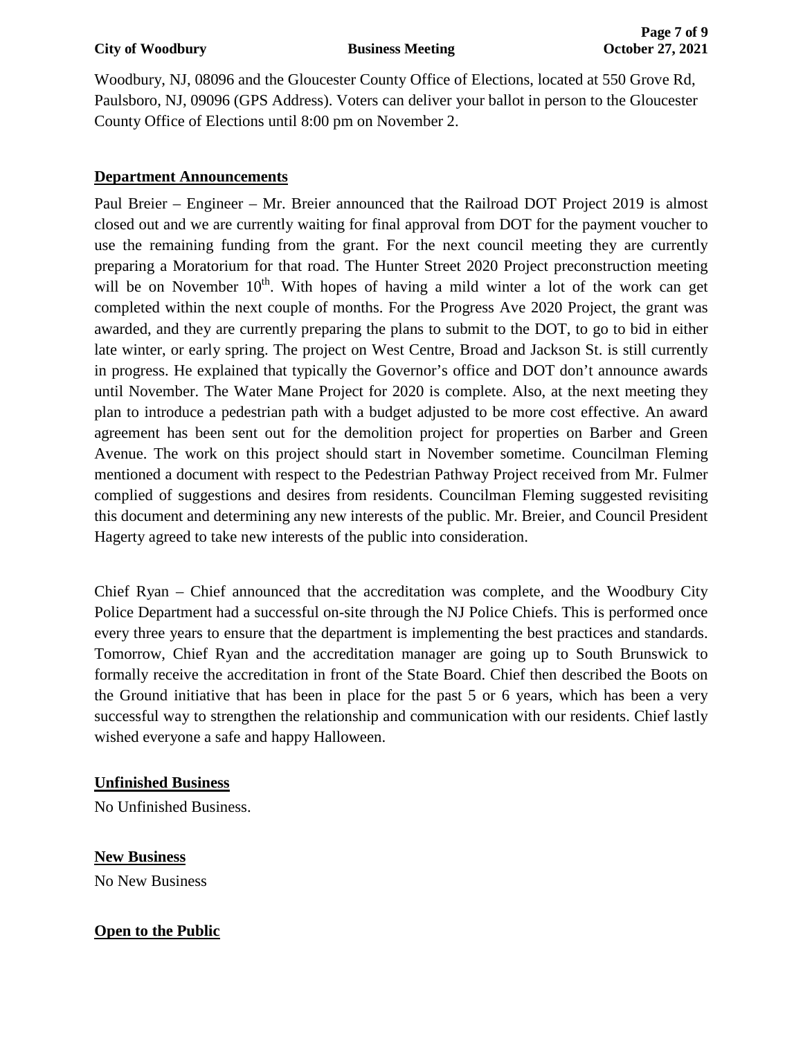Woodbury, NJ, 08096 and the Gloucester County Office of Elections, located at 550 Grove Rd, Paulsboro, NJ, 09096 (GPS Address). Voters can deliver your ballot in person to the Gloucester County Office of Elections until 8:00 pm on November 2.

## Department Announcements

Paul Breier – Engineer – Mr. Breier announced that the Railroad DOT Project 2019 is almost closed out and we are currently waiting for final approval from DOT for the payment voucher to use the remaining funding from the grant. For the next council meeting they are currently preparing a Moratorium for that road. The Hunter Street 2020 Project preconstruction meeting will be on November 10th. With hopes of having a mild winter a lot of the work can get completed within the next couple of months. For the Progress Ave 2020 Project, the grant was awarded, and they are currently preparing the plans to submit to the DOT, to go to bid in either late winter, or early spring. The project on West Centre, Broad and Jackson St. is still currently in progress. He explained that typically the Governor's office and DOT don't announce awards until November. The Water Mane Project for 2020 is complete. Also, at the next meeting they plan to introduce a pedestrian path with a budget adjusted to be more cost effective. An award agreement has been sent out for the demolition project for properties on Barber and Green Avenue. The work on this project should start in November sometime. Councilman Fleming mentioned a document with respect to the Pedestrian Pathway Project received from Mr. Fulmer complied of suggestions and desires from residents. Councilman Fleming suggested revisiting this document and determining any new interests of the public. Mr. Breier, and Council President Hagerty agreed to take new interests of the public into consideration.

Chief Ryan – Chief announced that the accreditation was complete, and the Woodbury City Police Department had a successful on-site through the NJ Police Chiefs. This is performed once every three years to ensure that the department is implementing the best practices and standards. Tomorrow, Chief Ryan and the accreditation manager are going up to South Brunswick to formally receive the accreditation in front of the State Board. Chief then described the Boots on the Ground initiative that has been in place for the past 5 or 6 years, which has been a very successful way to strengthen the relationship and communication with our residents. Chief lastly wished everyone a safe and happy Halloween.

## Unfinished Business

No Unfinished Business.

## New Business

No New Business

## Open to the Public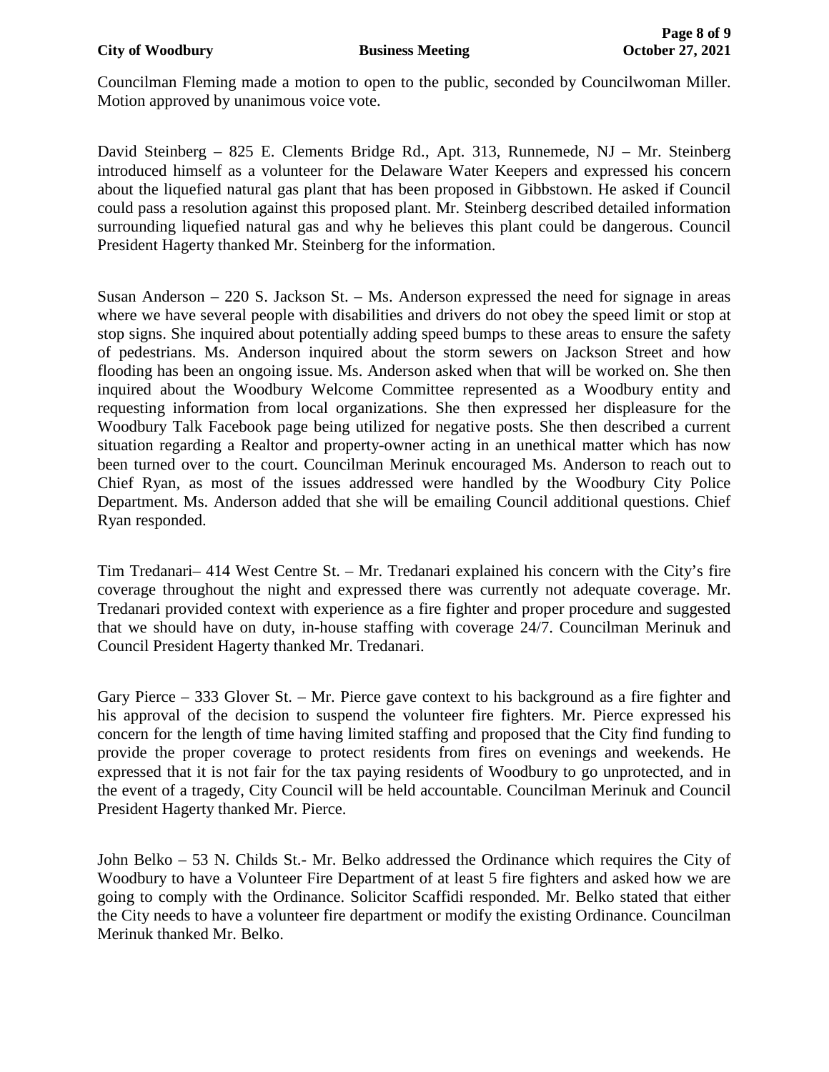Councilman Fleming made a motion to open to the public, seconded by Councilwoman Miller. Motion approved by unanimous voice vote.

David Steinberg – 825 E. Clements Bridge Rd., Apt. 313, Runnemede, NJ – Mr. Steinberg introduced himself as a volunteer for the Delaware Water Keepers and expressed his concern about the liquefied natural gas plant that has been proposed in Gibbstown. He asked if Council could pass a resolution against this proposed plant. Mr. Steinberg described detailed information surrounding liquefied natural gas and why he believes this plant could be dangerous. Council President Hagerty thanked Mr. Steinberg for the information.

Susan Anderson – 220 S. Jackson St. – Ms. Anderson expressed the need for signage in areas where we have several people with disabilities and drivers do not obey the speed limit or stop at stop signs. She inquired about potentially adding speed bumps to these areas to ensure the safety of pedestrians. Ms. Anderson inquired about the storm sewers on Jackson Street and how flooding has been an ongoing issue. Ms. Anderson asked when that will be worked on. She then inquired about the Woodbury Welcome Committee represented as a Woodbury entity and requesting information from local organizations. She then expressed her displeasure for the Woodbury Talk Facebook page being utilized for negative posts. She then described a current situation regarding a Realtor and property-owner acting in an unethical matter which has now been turned over to the court. Councilman Merinuk encouraged Ms. Anderson to reach out to Chief Ryan, as most of the issues addressed were handled by the Woodbury City Police Department. Ms. Anderson added that she will be emailing Council additional questions. Chief Ryan responded.

Tim Tredanari– 414 West Centre St. – Mr. Tredanari explained his concern with the City's fire coverage throughout the night and expressed there was currently not adequate coverage. Mr. Tredanari provided context with experience as a fire fighter and proper procedure and suggested that we should have on duty, in-house staffing with coverage 24/7. Councilman Merinuk and Council President Hagerty thanked Mr. Tredanari.

Gary Pierce – 333 Glover St. – Mr. Pierce gave context to his background as a fire fighter and his approval of the decision to suspend the volunteer fire fighters. Mr. Pierce expressed his concern for the length of time having limited staffing and proposed that the City find funding to provide the proper coverage to protect residents from fires on evenings and weekends. He expressed that it is not fair for the tax paying residents of Woodbury to go unprotected, and in the event of a tragedy, City Council will be held accountable. Councilman Merinuk and Council President Hagerty thanked Mr. Pierce.

John Belko – 53 N. Childs St.- Mr. Belko addressed the Ordinance which requires the City of Woodbury to have a Volunteer Fire Department of at least 5 fire fighters and asked how we are going to comply with the Ordinance. Solicitor Scaffidi responded. Mr. Belko stated that either the City needs to have a volunteer fire department or modify the existing Ordinance. Councilman Merinuk thanked Mr. Belko.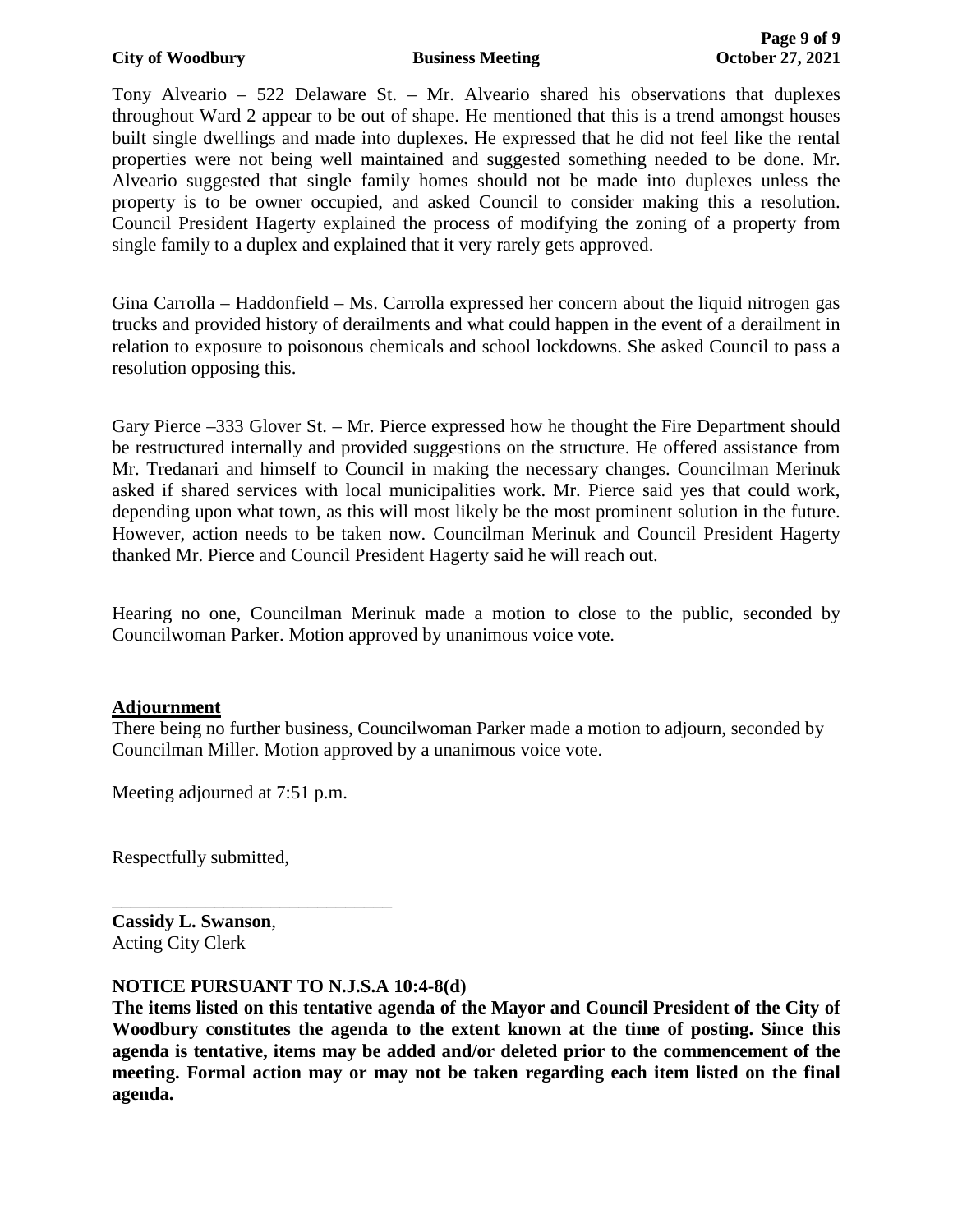Tony Alveario – 522 Delaware St. – Mr. Alveario shared his observations that duplexes throughout Ward 2 appear to be out of shape. He mentioned that this is a trend amongst houses built single dwellings and made into duplexes. He expressed that he did not feel like the rental properties were not being well maintained and suggested something needed to be done. Mr. Alveario suggested that single family homes should not be made into duplexes unless the property is to be owner occupied, and asked Council to consider making this a resolution. Council President Hagerty explained the process of modifying the zoning of a property from single family to a duplex and explained that it very rarely gets approved.

Gina Carrolla – Haddonfield – Ms. Carrolla expressed her concern about the liquid nitrogen gas trucks and provided history of derailments and what could happen in the event of a derailment in relation to exposure to poisonous chemicals and school lockdowns. She asked Council to pass a resolution opposing this.

Gary Pierce –333 Glover St. – Mr. Pierce expressed how he thought the Fire Department should be restructured internally and provided suggestions on the structure. He offered assistance from Mr. Tredanari and himself to Council in making the necessary changes. Councilman Merinuk asked if shared services with local municipalities work. Mr. Pierce said yes that could work, depending upon what town, as this will most likely be the most prominent solution in the future. However, action needs to be taken now. Councilman Merinuk and Council President Hagerty thanked Mr. Pierce and Council President Hagerty said he will reach out.

Hearing no one, Councilman Merinuk made a motion to close to the public, seconded by Councilwoman Parker. Motion approved by unanimous voice vote.

## Adjournment

There being no further business, Councilwoman Parker made a motion to adjourn, seconded by Councilman Miller. Motion approved by a unanimous voice vote.

Meeting adjourned at 7:51 p.m.

Respectfully submitted,

\_\_\_\_\_\_\_\_\_\_\_\_\_\_\_\_\_\_\_\_\_\_\_\_\_\_\_\_\_\_\_

**Cassidy L. Swanson**,
Acting City Clerk

**NOTICE PURSUANT TO N.J.S.A 10:4-8(d)**
**The items listed on this tentative agenda of the Mayor and Council President of the City of Woodbury constitutes the agenda to the extent known at the time of posting. Since this agenda is tentative, items may be added and/or deleted prior to the commencement of the meeting. Formal action may or may not be taken regarding each item listed on the final agenda.**